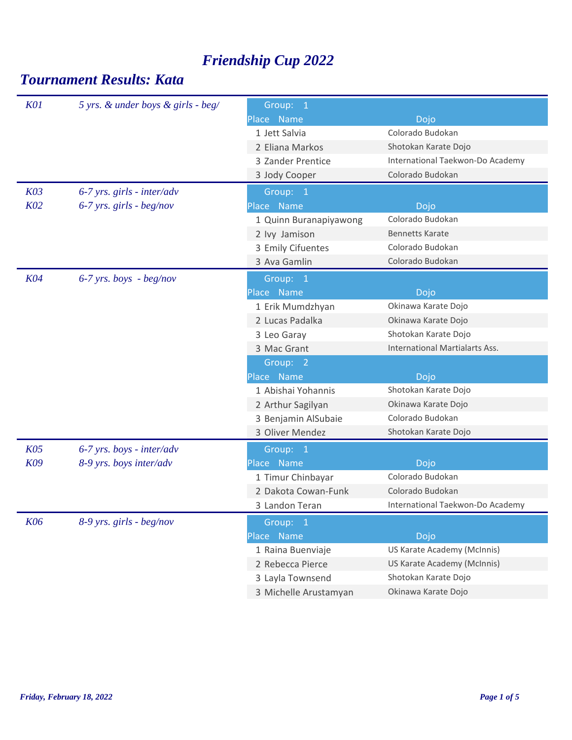# Friendship Cup 2022

## Tournament Results: Kata

### K01 — 5 yrs. & under boys & girls - beg/

**Group: 1**

| Place | Name | Dojo |
|---|---|---|
| 1 | Jett Salvia | Colorado Budokan |
| 2 | Eliana Markos | Shotokan Karate Dojo |
| 3 | Zander Prentice | International Taekwon-Do Academy |
| 3 | Jody Cooper | Colorado Budokan |

### K03 — 6-7 yrs. girls - inter/adv
### K02 — 6-7 yrs. girls - beg/nov

**Group: 1**

| Place | Name | Dojo |
|---|---|---|
| 1 | Quinn Buranapiyawong | Colorado Budokan |
| 2 | Ivy Jamison | Bennetts Karate |
| 3 | Emily Cifuentes | Colorado Budokan |
| 3 | Ava Gamlin | Colorado Budokan |

### K04 — 6-7 yrs. boys - beg/nov

**Group: 1**

| Place | Name | Dojo |
|---|---|---|
| 1 | Erik Mumdzhyan | Okinawa Karate Dojo |
| 2 | Lucas Padalka | Okinawa Karate Dojo |
| 3 | Leo Garay | Shotokan Karate Dojo |
| 3 | Mac Grant | International Martialarts Ass. |

**Group: 2**

| Place | Name | Dojo |
|---|---|---|
| 1 | Abishai Yohannis | Shotokan Karate Dojo |
| 2 | Arthur Sagilyan | Okinawa Karate Dojo |
| 3 | Benjamin AlSubaie | Colorado Budokan |
| 3 | Oliver Mendez | Shotokan Karate Dojo |

### K05 — 6-7 yrs. boys - inter/adv
### K09 — 8-9 yrs. boys inter/adv

**Group: 1**

| Place | Name | Dojo |
|---|---|---|
| 1 | Timur Chinbayar | Colorado Budokan |
| 2 | Dakota Cowan-Funk | Colorado Budokan |
| 3 | Landon Teran | International Taekwon-Do Academy |

### K06 — 8-9 yrs. girls - beg/nov

**Group: 1**

| Place | Name | Dojo |
|---|---|---|
| 1 | Raina Buenviaje | US Karate Academy (McInnis) |
| 2 | Rebecca Pierce | US Karate Academy (McInnis) |
| 3 | Layla Townsend | Shotokan Karate Dojo |
| 3 | Michelle Arustamyan | Okinawa Karate Dojo |

*Friday, February 18, 2022*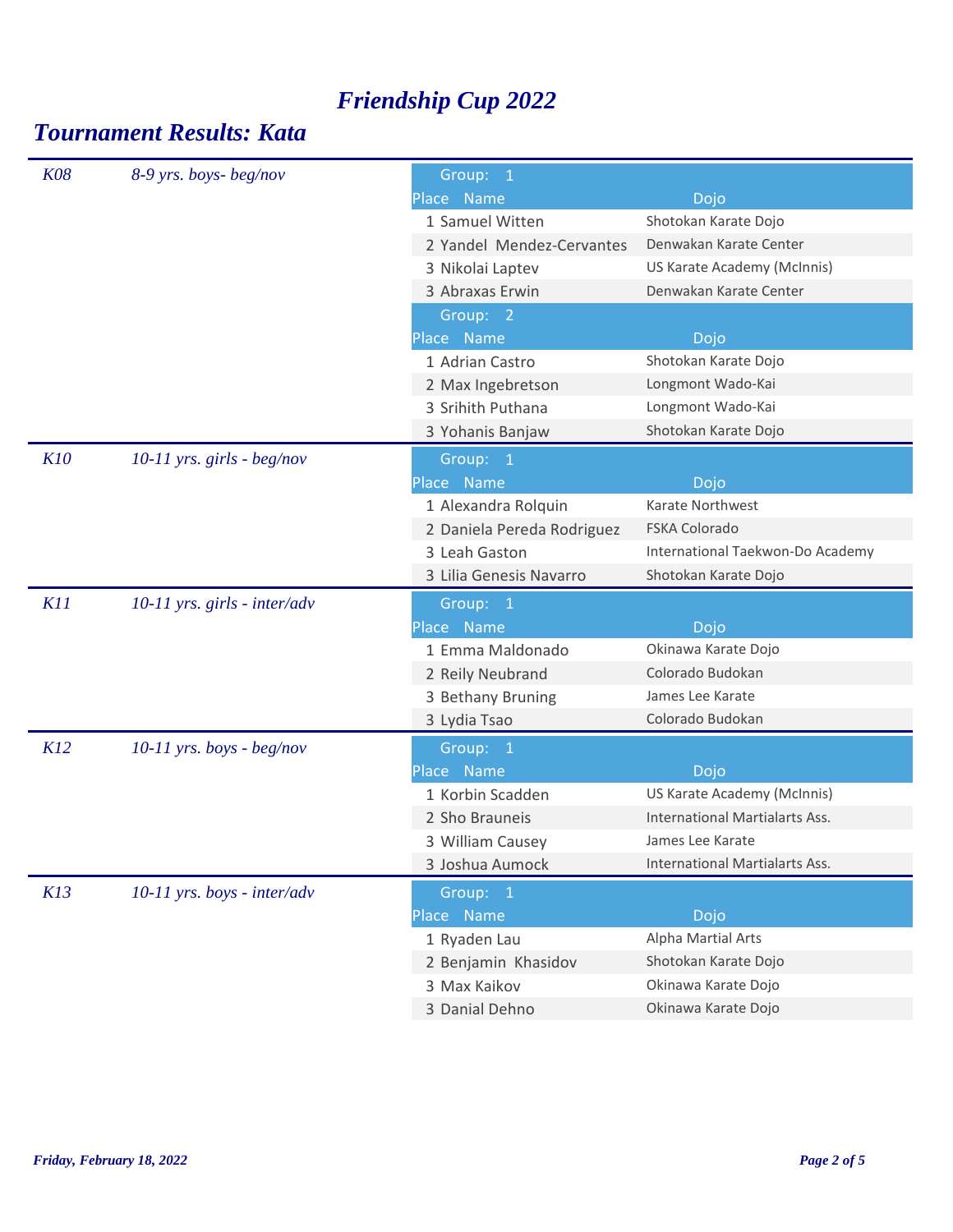# Friendship Cup 2022

## Tournament Results: Kata

### K08 — 8-9 yrs. boys- beg/nov

**Group: 1**

| Place | Name | Dojo |
|---|---|---|
| 1 | Samuel Witten | Shotokan Karate Dojo |
| 2 | Yandel Mendez-Cervantes | Denwakan Karate Center |
| 3 | Nikolai Laptev | US Karate Academy (McInnis) |
| 3 | Abraxas Erwin | Denwakan Karate Center |

**Group: 2**

| Place | Name | Dojo |
|---|---|---|
| 1 | Adrian Castro | Shotokan Karate Dojo |
| 2 | Max Ingebretson | Longmont Wado-Kai |
| 3 | Srihith Puthana | Longmont Wado-Kai |
| 3 | Yohanis Banjaw | Shotokan Karate Dojo |

### K10 — 10-11 yrs. girls - beg/nov

**Group: 1**

| Place | Name | Dojo |
|---|---|---|
| 1 | Alexandra Rolquin | Karate Northwest |
| 2 | Daniela Pereda Rodriguez | FSKA Colorado |
| 3 | Leah Gaston | International Taekwon-Do Academy |
| 3 | Lilia Genesis Navarro | Shotokan Karate Dojo |

### K11 — 10-11 yrs. girls - inter/adv

**Group: 1**

| Place | Name | Dojo |
|---|---|---|
| 1 | Emma Maldonado | Okinawa Karate Dojo |
| 2 | Reily Neubrand | Colorado Budokan |
| 3 | Bethany Bruning | James Lee Karate |
| 3 | Lydia Tsao | Colorado Budokan |

### K12 — 10-11 yrs. boys - beg/nov

**Group: 1**

| Place | Name | Dojo |
|---|---|---|
| 1 | Korbin Scadden | US Karate Academy (McInnis) |
| 2 | Sho Brauneis | International Martialarts Ass. |
| 3 | William Causey | James Lee Karate |
| 3 | Joshua Aumock | International Martialarts Ass. |

### K13 — 10-11 yrs. boys - inter/adv

**Group: 1**

| Place | Name | Dojo |
|---|---|---|
| 1 | Ryaden Lau | Alpha Martial Arts |
| 2 | Benjamin Khasidov | Shotokan Karate Dojo |
| 3 | Max Kaikov | Okinawa Karate Dojo |
| 3 | Danial Dehno | Okinawa Karate Dojo |

*Friday, February 18, 2022*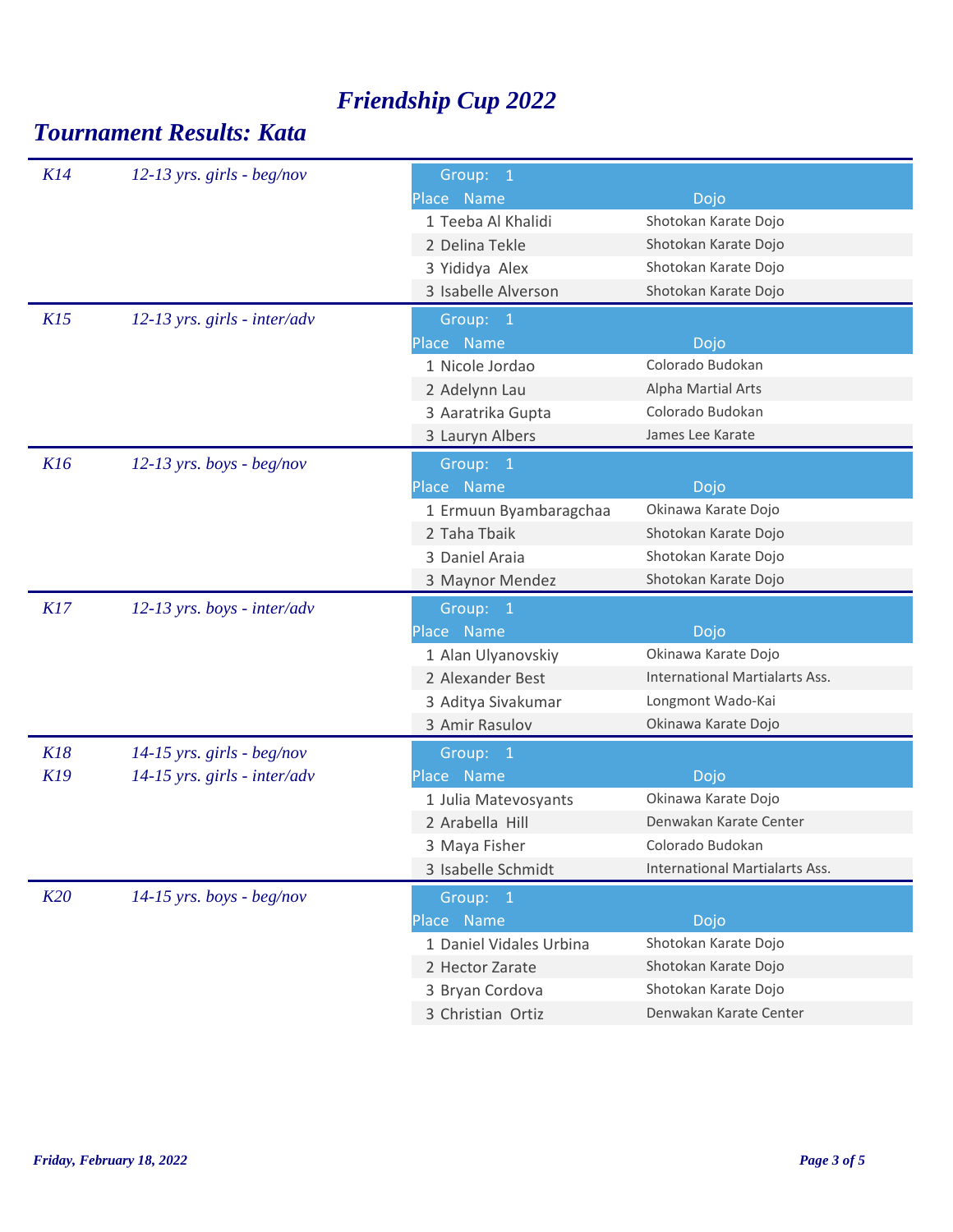# *Friendship Cup 2022*

## *Tournament Results: Kata*

### *K14 — 12-13 yrs. girls - beg/nov*

Group: 1

| Place | Name | Dojo |
|---|---|---|
| 1 | Teeba Al Khalidi | Shotokan Karate Dojo |
| 2 | Delina Tekle | Shotokan Karate Dojo |
| 3 | Yididya Alex | Shotokan Karate Dojo |
| 3 | Isabelle Alverson | Shotokan Karate Dojo |

### *K15 — 12-13 yrs. girls - inter/adv*

Group: 1

| Place | Name | Dojo |
|---|---|---|
| 1 | Nicole Jordao | Colorado Budokan |
| 2 | Adelynn Lau | Alpha Martial Arts |
| 3 | Aaratrika Gupta | Colorado Budokan |
| 3 | Lauryn Albers | James Lee Karate |

### *K16 — 12-13 yrs. boys - beg/nov*

Group: 1

| Place | Name | Dojo |
|---|---|---|
| 1 | Ermuun Byambaragchaa | Okinawa Karate Dojo |
| 2 | Taha Tbaik | Shotokan Karate Dojo |
| 3 | Daniel Araia | Shotokan Karate Dojo |
| 3 | Maynor Mendez | Shotokan Karate Dojo |

### *K17 — 12-13 yrs. boys - inter/adv*

Group: 1

| Place | Name | Dojo |
|---|---|---|
| 1 | Alan Ulyanovskiy | Okinawa Karate Dojo |
| 2 | Alexander Best | International Martialarts Ass. |
| 3 | Aditya Sivakumar | Longmont Wado-Kai |
| 3 | Amir Rasulov | Okinawa Karate Dojo |

### *K18 — 14-15 yrs. girls - beg/nov*
### *K19 — 14-15 yrs. girls - inter/adv*

Group: 1

| Place | Name | Dojo |
|---|---|---|
| 1 | Julia Matevosyants | Okinawa Karate Dojo |
| 2 | Arabella Hill | Denwakan Karate Center |
| 3 | Maya Fisher | Colorado Budokan |
| 3 | Isabelle Schmidt | International Martialarts Ass. |

### *K20 — 14-15 yrs. boys - beg/nov*

Group: 1

| Place | Name | Dojo |
|---|---|---|
| 1 | Daniel Vidales Urbina | Shotokan Karate Dojo |
| 2 | Hector Zarate | Shotokan Karate Dojo |
| 3 | Bryan Cordova | Shotokan Karate Dojo |
| 3 | Christian Ortiz | Denwakan Karate Center |

*Friday, February 18, 2022*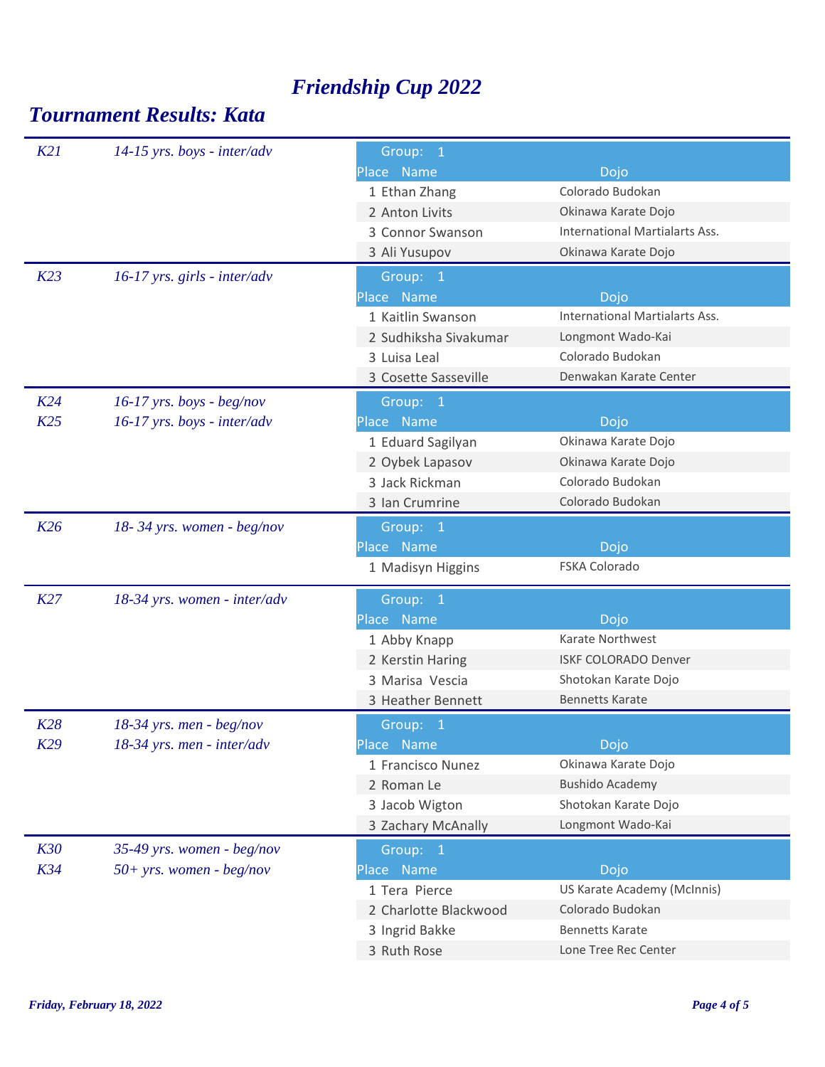# Friendship Cup 2022

## Tournament Results: Kata

### K21 — 14-15 yrs. boys - inter/adv

Group: 1

| Place | Name | Dojo |
|---|---|---|
| 1 | Ethan Zhang | Colorado Budokan |
| 2 | Anton Livits | Okinawa Karate Dojo |
| 3 | Connor Swanson | International Martialarts Ass. |
| 3 | Ali Yusupov | Okinawa Karate Dojo |

### K23 — 16-17 yrs. girls - inter/adv

Group: 1

| Place | Name | Dojo |
|---|---|---|
| 1 | Kaitlin Swanson | International Martialarts Ass. |
| 2 | Sudhiksha Sivakumar | Longmont Wado-Kai |
| 3 | Luisa Leal | Colorado Budokan |
| 3 | Cosette Sasseville | Denwakan Karate Center |

### K24 — 16-17 yrs. boys - beg/nov
### K25 — 16-17 yrs. boys - inter/adv

Group: 1

| Place | Name | Dojo |
|---|---|---|
| 1 | Eduard Sagilyan | Okinawa Karate Dojo |
| 2 | Oybek Lapasov | Okinawa Karate Dojo |
| 3 | Jack Rickman | Colorado Budokan |
| 3 | Ian Crumrine | Colorado Budokan |

### K26 — 18- 34 yrs. women - beg/nov

Group: 1

| Place | Name | Dojo |
|---|---|---|
| 1 | Madisyn Higgins | FSKA Colorado |

### K27 — 18-34 yrs. women - inter/adv

Group: 1

| Place | Name | Dojo |
|---|---|---|
| 1 | Abby Knapp | Karate Northwest |
| 2 | Kerstin Haring | ISKF COLORADO Denver |
| 3 | Marisa Vescia | Shotokan Karate Dojo |
| 3 | Heather Bennett | Bennetts Karate |

### K28 — 18-34 yrs. men - beg/nov
### K29 — 18-34 yrs. men - inter/adv

Group: 1

| Place | Name | Dojo |
|---|---|---|
| 1 | Francisco Nunez | Okinawa Karate Dojo |
| 2 | Roman Le | Bushido Academy |
| 3 | Jacob Wigton | Shotokan Karate Dojo |
| 3 | Zachary McAnally | Longmont Wado-Kai |

### K30 — 35-49 yrs. women - beg/nov
### K34 — 50+ yrs. women - beg/nov

Group: 1

| Place | Name | Dojo |
|---|---|---|
| 1 | Tera Pierce | US Karate Academy (McInnis) |
| 2 | Charlotte Blackwood | Colorado Budokan |
| 3 | Ingrid Bakke | Bennetts Karate |
| 3 | Ruth Rose | Lone Tree Rec Center |

*Friday, February 18, 2022*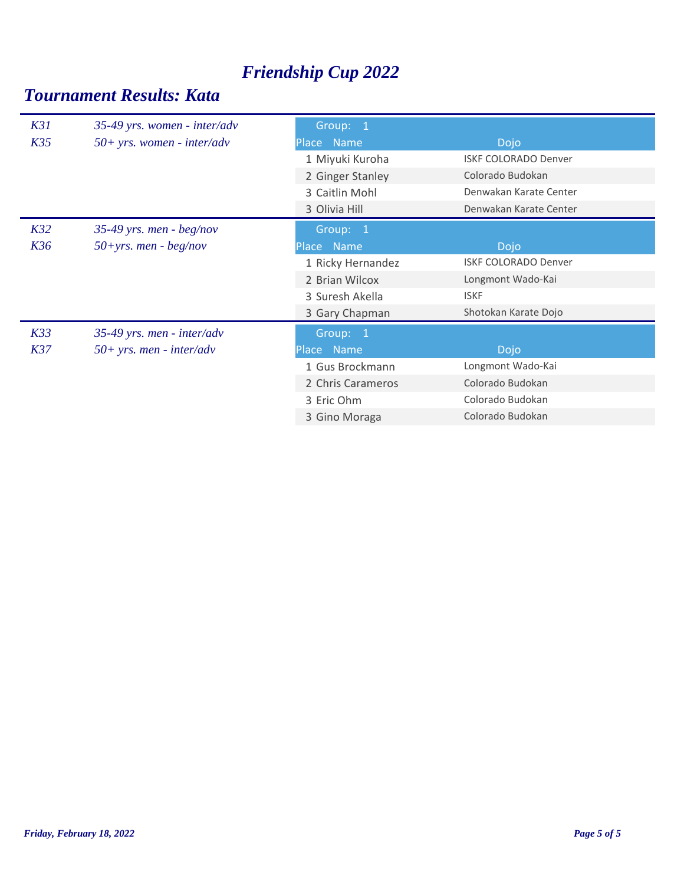# Friendship Cup 2022

## Tournament Results: Kata

K31 — 35-49 yrs. women - inter/adv
K35 — 50+ yrs. women - inter/adv

Group: 1

| Place | Name | Dojo |
|---|---|---|
| 1 | Miyuki Kuroha | ISKF COLORADO Denver |
| 2 | Ginger Stanley | Colorado Budokan |
| 3 | Caitlin Mohl | Denwakan Karate Center |
| 3 | Olivia Hill | Denwakan Karate Center |

K32 — 35-49 yrs. men - beg/nov
K36 — 50+yrs. men - beg/nov

Group: 1

| Place | Name | Dojo |
|---|---|---|
| 1 | Ricky Hernandez | ISKF COLORADO Denver |
| 2 | Brian Wilcox | Longmont Wado-Kai |
| 3 | Suresh Akella | ISKF |
| 3 | Gary Chapman | Shotokan Karate Dojo |

K33 — 35-49 yrs. men - inter/adv
K37 — 50+ yrs. men - inter/adv

Group: 1

| Place | Name | Dojo |
|---|---|---|
| 1 | Gus Brockmann | Longmont Wado-Kai |
| 2 | Chris Carameros | Colorado Budokan |
| 3 | Eric Ohm | Colorado Budokan |
| 3 | Gino Moraga | Colorado Budokan |